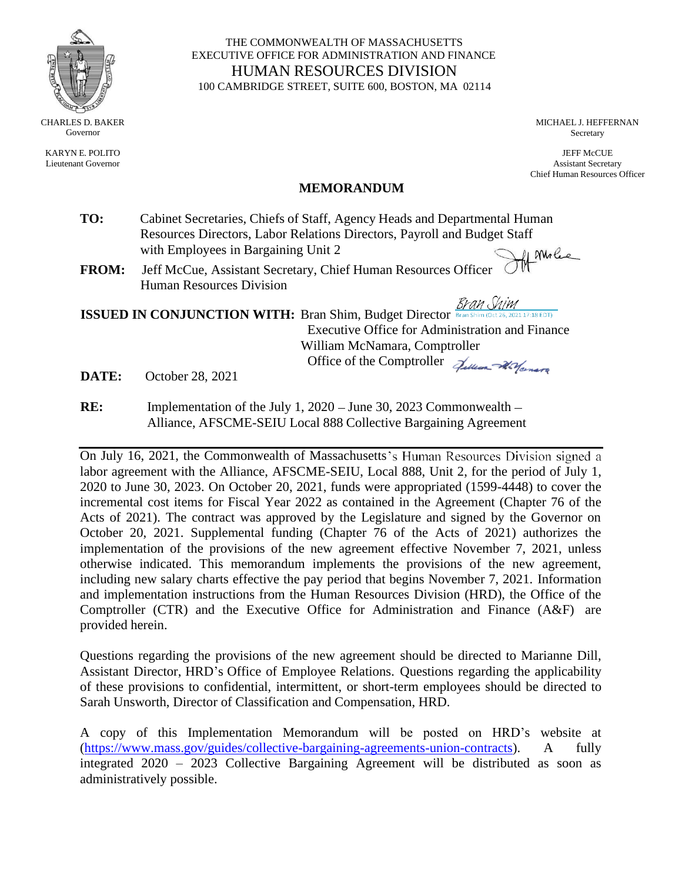THE COMMONWEALTH OF MASSACHUSETTS
EXECUTIVE OFFICE FOR ADMINISTRATION AND FINANCE
HUMAN RESOURCES DIVISION
100 CAMBRIDGE STREET, SUITE 600, BOSTON, MA 02114

CHARLES D. BAKER
Governor

KARYN E. POLITO
Lieutenant Governor

MICHAEL J. HEFFERNAN
Secretary

JEFF McCUE
Assistant Secretary
Chief Human Resources Officer

## MEMORANDUM

**TO:** Cabinet Secretaries, Chiefs of Staff, Agency Heads and Departmental Human Resources Directors, Labor Relations Directors, Payroll and Budget Staff with Employees in Bargaining Unit 2

**FROM:** Jeff McCue, Assistant Secretary, Chief Human Resources Officer
Human Resources Division

**ISSUED IN CONJUNCTION WITH:** Bran Shim, Budget Director
Executive Office for Administration and Finance
William McNamara, Comptroller
Office of the Comptroller

**DATE:** October 28, 2021

**RE:** Implementation of the July 1, 2020 – June 30, 2023 Commonwealth – Alliance, AFSCME-SEIU Local 888 Collective Bargaining Agreement

---

On July 16, 2021, the Commonwealth of Massachusetts's Human Resources Division signed a labor agreement with the Alliance, AFSCME-SEIU, Local 888, Unit 2, for the period of July 1, 2020 to June 30, 2023. On October 20, 2021, funds were appropriated (1599-4448) to cover the incremental cost items for Fiscal Year 2022 as contained in the Agreement (Chapter 76 of the Acts of 2021). The contract was approved by the Legislature and signed by the Governor on October 20, 2021. Supplemental funding (Chapter 76 of the Acts of 2021) authorizes the implementation of the provisions of the new agreement effective November 7, 2021, unless otherwise indicated. This memorandum implements the provisions of the new agreement, including new salary charts effective the pay period that begins November 7, 2021. Information and implementation instructions from the Human Resources Division (HRD), the Office of the Comptroller (CTR) and the Executive Office for Administration and Finance (A&F) are provided herein.

Questions regarding the provisions of the new agreement should be directed to Marianne Dill, Assistant Director, HRD's Office of Employee Relations. Questions regarding the applicability of these provisions to confidential, intermittent, or short-term employees should be directed to Sarah Unsworth, Director of Classification and Compensation, HRD.

A copy of this Implementation Memorandum will be posted on HRD's website at (https://www.mass.gov/guides/collective-bargaining-agreements-union-contracts). A fully integrated 2020 – 2023 Collective Bargaining Agreement will be distributed as soon as administratively possible.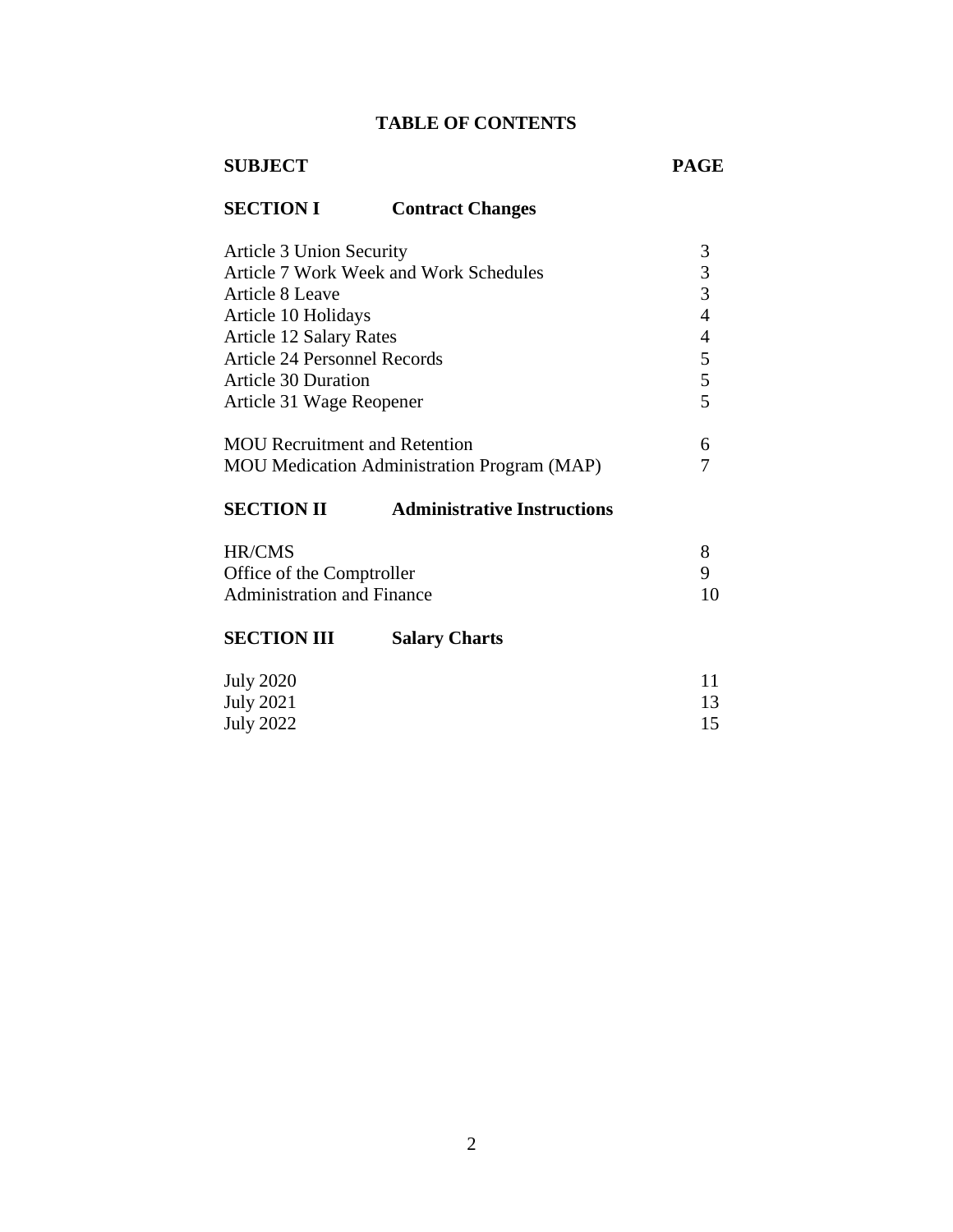# TABLE OF CONTENTS

| SUBJECT | PAGE |
|---|---|
| **SECTION I Contract Changes** | |
| Article 3 Union Security | 3 |
| Article 7 Work Week and Work Schedules | 3 |
| Article 8 Leave | 3 |
| Article 10 Holidays | 4 |
| Article 12 Salary Rates | 4 |
| Article 24 Personnel Records | 5 |
| Article 30 Duration | 5 |
| Article 31 Wage Reopener | 5 |
| MOU Recruitment and Retention | 6 |
| MOU Medication Administration Program (MAP) | 7 |
| **SECTION II Administrative Instructions** | |
| HR/CMS | 8 |
| Office of the Comptroller | 9 |
| Administration and Finance | 10 |
| **SECTION III Salary Charts** | |
| July 2020 | 11 |
| July 2021 | 13 |
| July 2022 | 15 |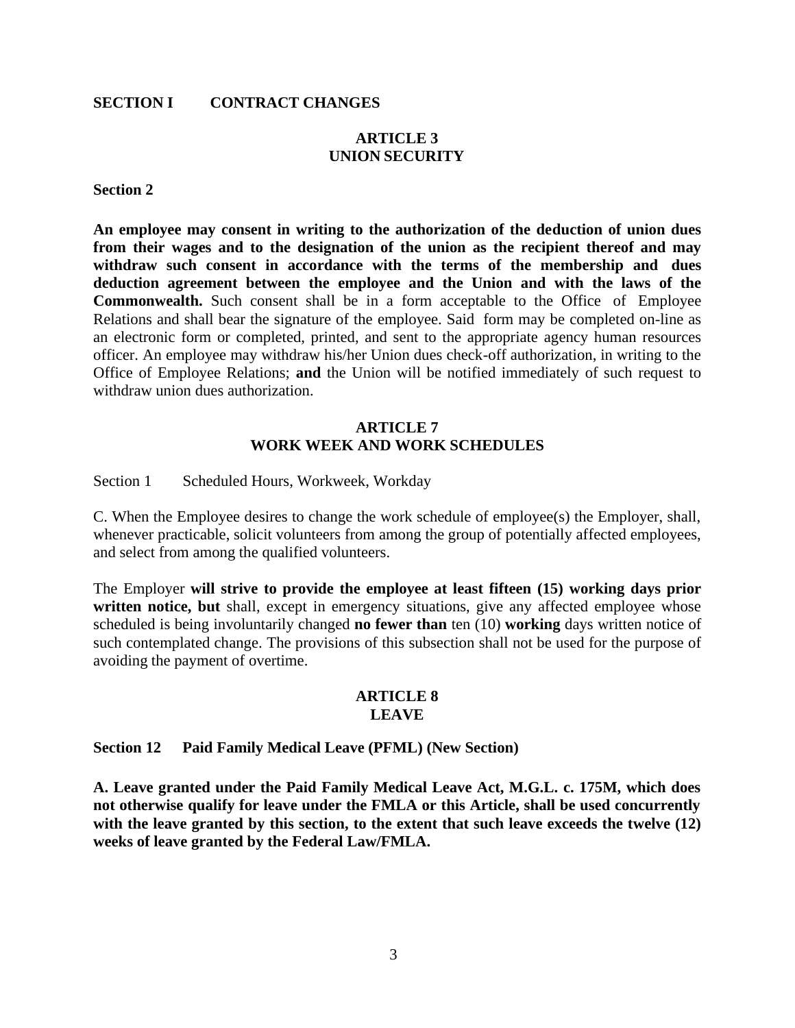## SECTION I CONTRACT CHANGES

### ARTICLE 3
### UNION SECURITY

**Section 2**

**An employee may consent in writing to the authorization of the deduction of union dues from their wages and to the designation of the union as the recipient thereof and may withdraw such consent in accordance with the terms of the membership and dues deduction agreement between the employee and the Union and with the laws of the Commonwealth.** Such consent shall be in a form acceptable to the Office of Employee Relations and shall bear the signature of the employee. Said form may be completed on-line as an electronic form or completed, printed, and sent to the appropriate agency human resources officer. An employee may withdraw his/her Union dues check-off authorization, in writing to the Office of Employee Relations; **and** the Union will be notified immediately of such request to withdraw union dues authorization.

### ARTICLE 7
### WORK WEEK AND WORK SCHEDULES

Section 1 Scheduled Hours, Workweek, Workday

C. When the Employee desires to change the work schedule of employee(s) the Employer, shall, whenever practicable, solicit volunteers from among the group of potentially affected employees, and select from among the qualified volunteers.

The Employer **will strive to provide the employee at least fifteen (15) working days prior written notice, but** shall, except in emergency situations, give any affected employee whose scheduled is being involuntarily changed **no fewer than** ten (10) **working** days written notice of such contemplated change. The provisions of this subsection shall not be used for the purpose of avoiding the payment of overtime.

### ARTICLE 8
### LEAVE

**Section 12 Paid Family Medical Leave (PFML) (New Section)**

**A. Leave granted under the Paid Family Medical Leave Act, M.G.L. c. 175M, which does not otherwise qualify for leave under the FMLA or this Article, shall be used concurrently with the leave granted by this section, to the extent that such leave exceeds the twelve (12) weeks of leave granted by the Federal Law/FMLA.**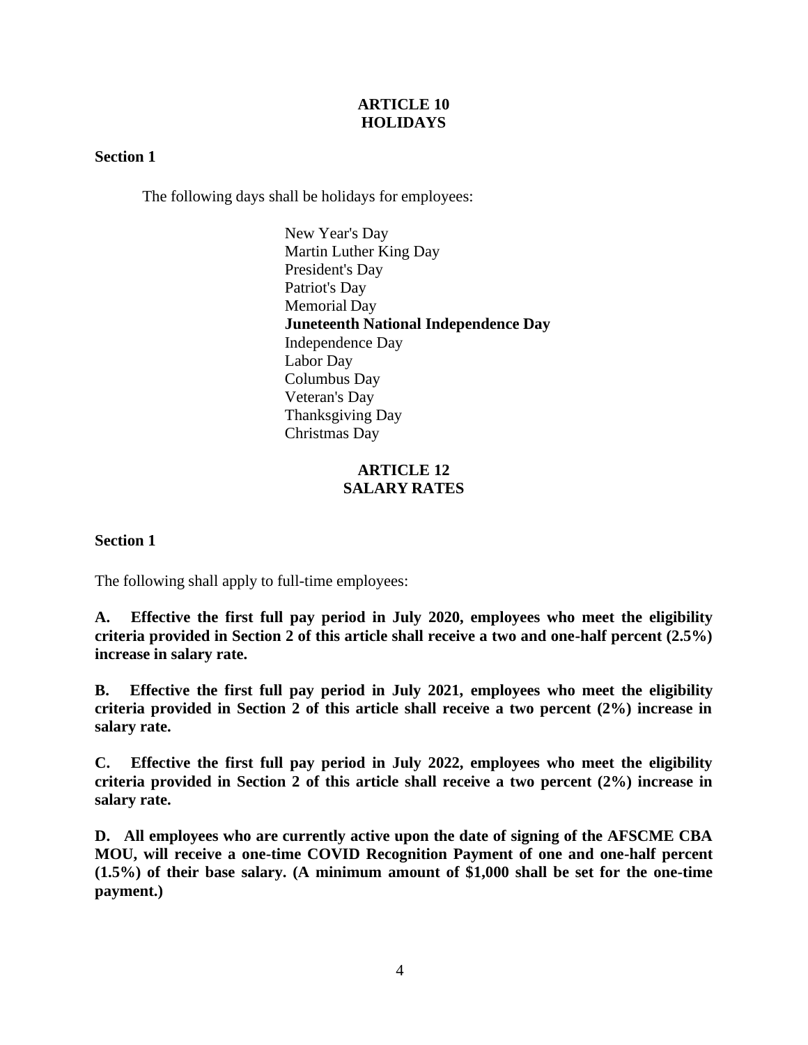## ARTICLE 10
## HOLIDAYS

**Section 1**

The following days shall be holidays for employees:

New Year's Day
Martin Luther King Day
President's Day
Patriot's Day
Memorial Day
**Juneteenth National Independence Day**
Independence Day
Labor Day
Columbus Day
Veteran's Day
Thanksgiving Day
Christmas Day

## ARTICLE 12
## SALARY RATES

**Section 1**

The following shall apply to full-time employees:

**A. Effective the first full pay period in July 2020, employees who meet the eligibility criteria provided in Section 2 of this article shall receive a two and one-half percent (2.5%) increase in salary rate.**

**B. Effective the first full pay period in July 2021, employees who meet the eligibility criteria provided in Section 2 of this article shall receive a two percent (2%) increase in salary rate.**

**C. Effective the first full pay period in July 2022, employees who meet the eligibility criteria provided in Section 2 of this article shall receive a two percent (2%) increase in salary rate.**

**D. All employees who are currently active upon the date of signing of the AFSCME CBA MOU, will receive a one-time COVID Recognition Payment of one and one-half percent (1.5%) of their base salary. (A minimum amount of $1,000 shall be set for the one-time payment.)**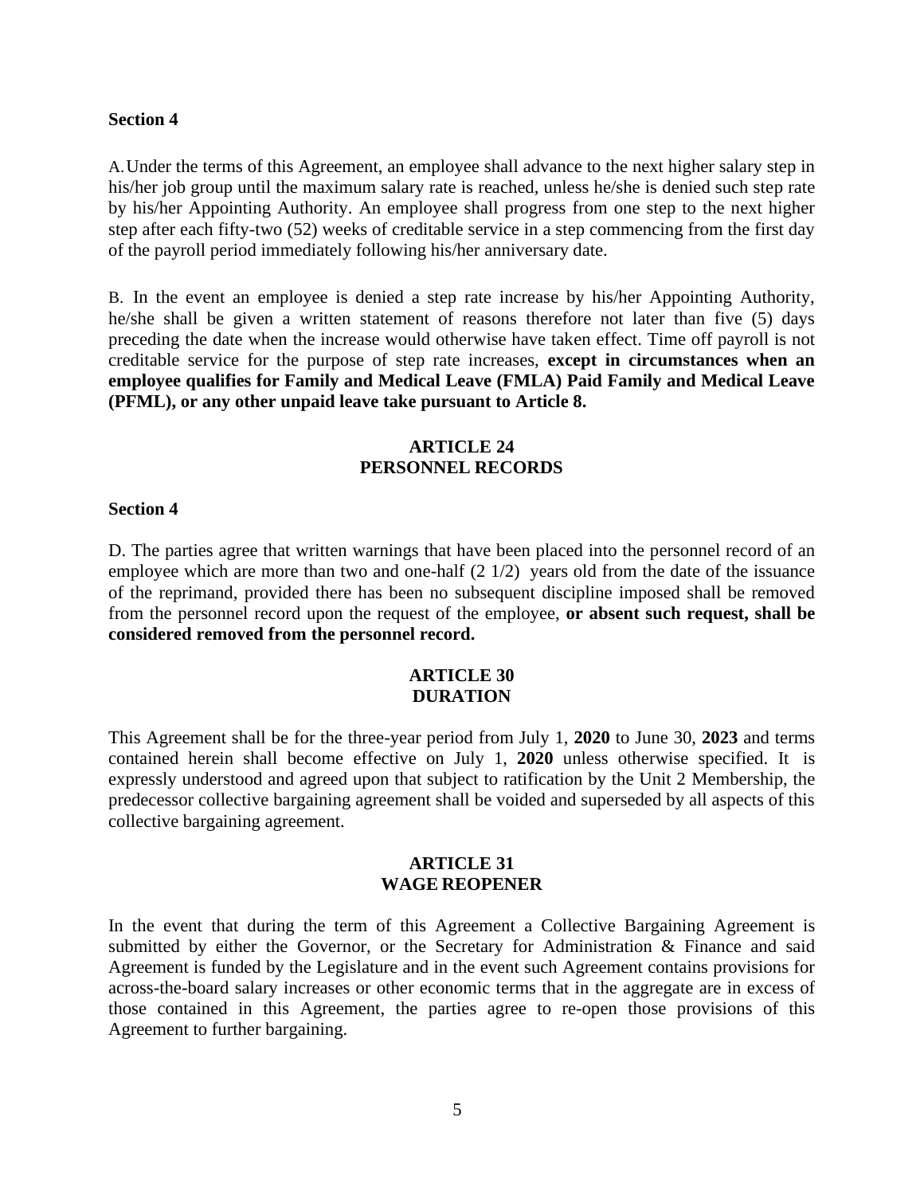**Section 4**

A. Under the terms of this Agreement, an employee shall advance to the next higher salary step in his/her job group until the maximum salary rate is reached, unless he/she is denied such step rate by his/her Appointing Authority. An employee shall progress from one step to the next higher step after each fifty-two (52) weeks of creditable service in a step commencing from the first day of the payroll period immediately following his/her anniversary date.

B. In the event an employee is denied a step rate increase by his/her Appointing Authority, he/she shall be given a written statement of reasons therefore not later than five (5) days preceding the date when the increase would otherwise have taken effect. Time off payroll is not creditable service for the purpose of step rate increases, **except in circumstances when an employee qualifies for Family and Medical Leave (FMLA) Paid Family and Medical Leave (PFML), or any other unpaid leave take pursuant to Article 8.**

## ARTICLE 24
## PERSONNEL RECORDS

**Section 4**

D. The parties agree that written warnings that have been placed into the personnel record of an employee which are more than two and one-half (2 1/2) years old from the date of the issuance of the reprimand, provided there has been no subsequent discipline imposed shall be removed from the personnel record upon the request of the employee, **or absent such request, shall be considered removed from the personnel record.**

## ARTICLE 30
## DURATION

This Agreement shall be for the three-year period from July 1, **2020** to June 30, **2023** and terms contained herein shall become effective on July 1, **2020** unless otherwise specified. It is expressly understood and agreed upon that subject to ratification by the Unit 2 Membership, the predecessor collective bargaining agreement shall be voided and superseded by all aspects of this collective bargaining agreement.

## ARTICLE 31
## WAGE REOPENER

In the event that during the term of this Agreement a Collective Bargaining Agreement is submitted by either the Governor, or the Secretary for Administration & Finance and said Agreement is funded by the Legislature and in the event such Agreement contains provisions for across-the-board salary increases or other economic terms that in the aggregate are in excess of those contained in this Agreement, the parties agree to re-open those provisions of this Agreement to further bargaining.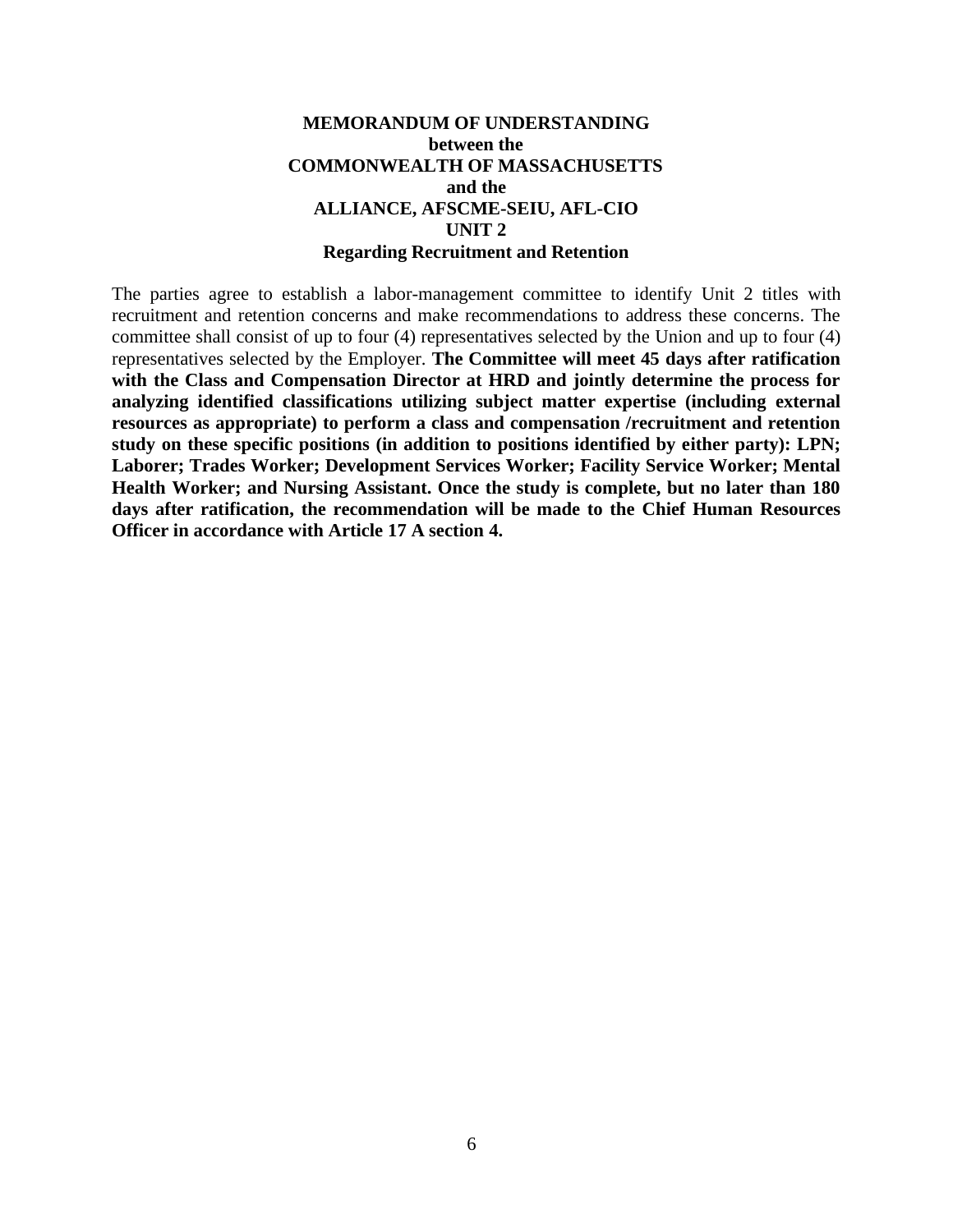**MEMORANDUM OF UNDERSTANDING**
**between the**
**COMMONWEALTH OF MASSACHUSETTS**
**and the**
**ALLIANCE, AFSCME-SEIU, AFL-CIO**
**UNIT 2**
**Regarding Recruitment and Retention**

The parties agree to establish a labor-management committee to identify Unit 2 titles with recruitment and retention concerns and make recommendations to address these concerns. The committee shall consist of up to four (4) representatives selected by the Union and up to four (4) representatives selected by the Employer. **The Committee will meet 45 days after ratification with the Class and Compensation Director at HRD and jointly determine the process for analyzing identified classifications utilizing subject matter expertise (including external resources as appropriate) to perform a class and compensation /recruitment and retention study on these specific positions (in addition to positions identified by either party): LPN; Laborer; Trades Worker; Development Services Worker; Facility Service Worker; Mental Health Worker; and Nursing Assistant. Once the study is complete, but no later than 180 days after ratification, the recommendation will be made to the Chief Human Resources Officer in accordance with Article 17 A section 4.**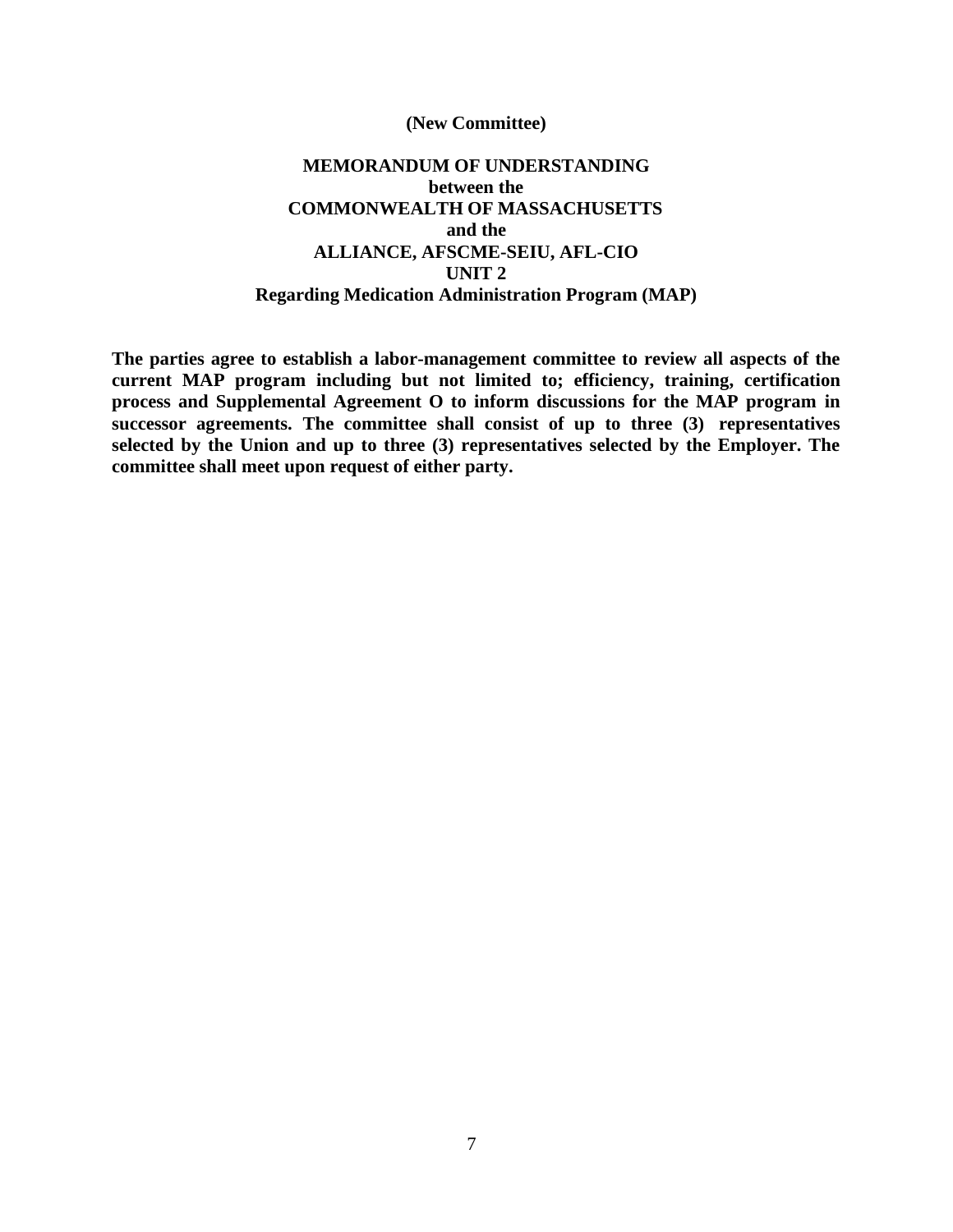**(New Committee)**

# MEMORANDUM OF UNDERSTANDING
**between the**
**COMMONWEALTH OF MASSACHUSETTS**
**and the**
**ALLIANCE, AFSCME-SEIU, AFL-CIO**
**UNIT 2**
**Regarding Medication Administration Program (MAP)**

**The parties agree to establish a labor-management committee to review all aspects of the current MAP program including but not limited to; efficiency, training, certification process and Supplemental Agreement O to inform discussions for the MAP program in successor agreements. The committee shall consist of up to three (3) representatives selected by the Union and up to three (3) representatives selected by the Employer. The committee shall meet upon request of either party.**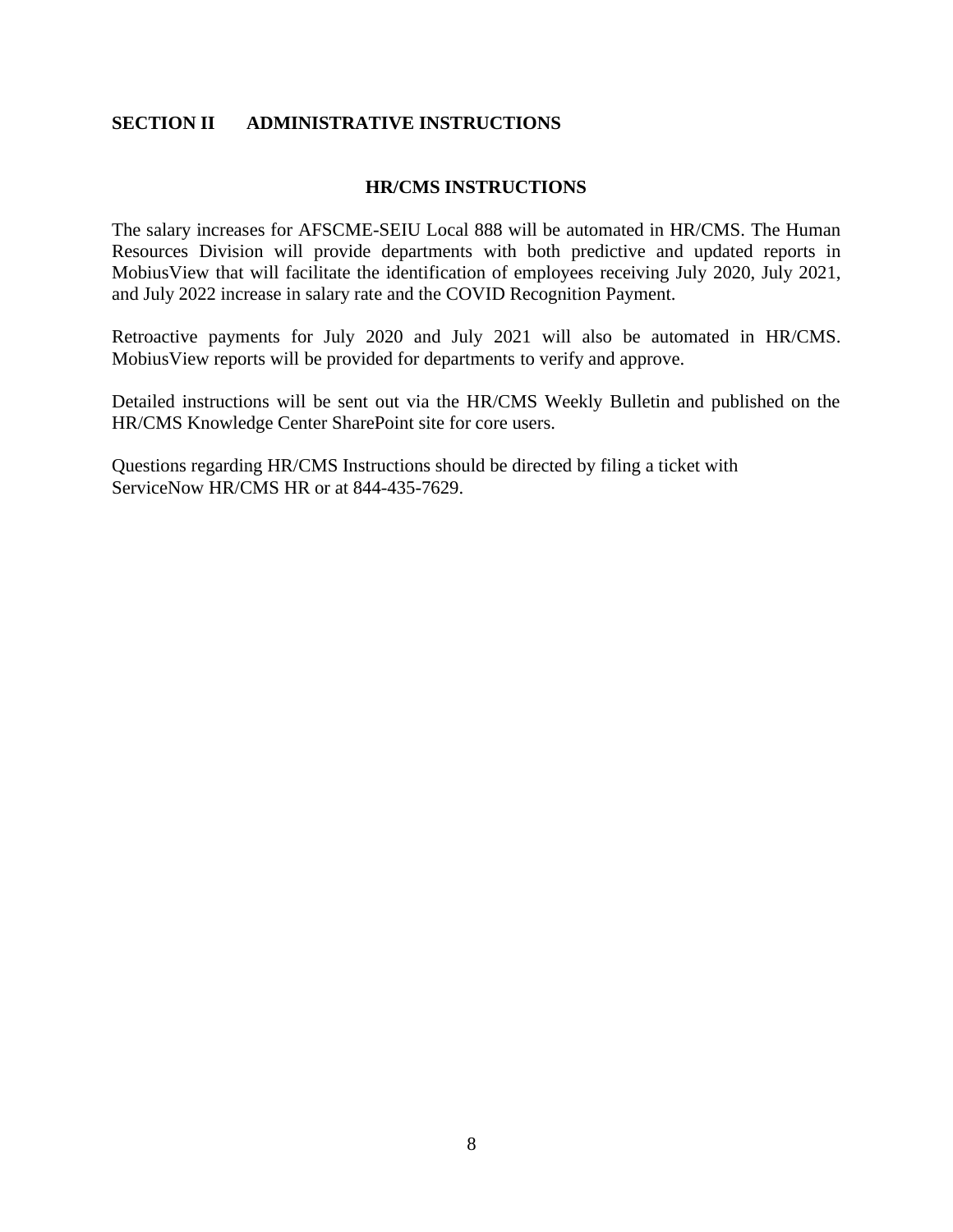## SECTION II ADMINISTRATIVE INSTRUCTIONS

### HR/CMS INSTRUCTIONS

The salary increases for AFSCME-SEIU Local 888 will be automated in HR/CMS. The Human Resources Division will provide departments with both predictive and updated reports in MobiusView that will facilitate the identification of employees receiving July 2020, July 2021, and July 2022 increase in salary rate and the COVID Recognition Payment.

Retroactive payments for July 2020 and July 2021 will also be automated in HR/CMS. MobiusView reports will be provided for departments to verify and approve.

Detailed instructions will be sent out via the HR/CMS Weekly Bulletin and published on the HR/CMS Knowledge Center SharePoint site for core users.

Questions regarding HR/CMS Instructions should be directed by filing a ticket with ServiceNow HR/CMS HR or at 844-435-7629.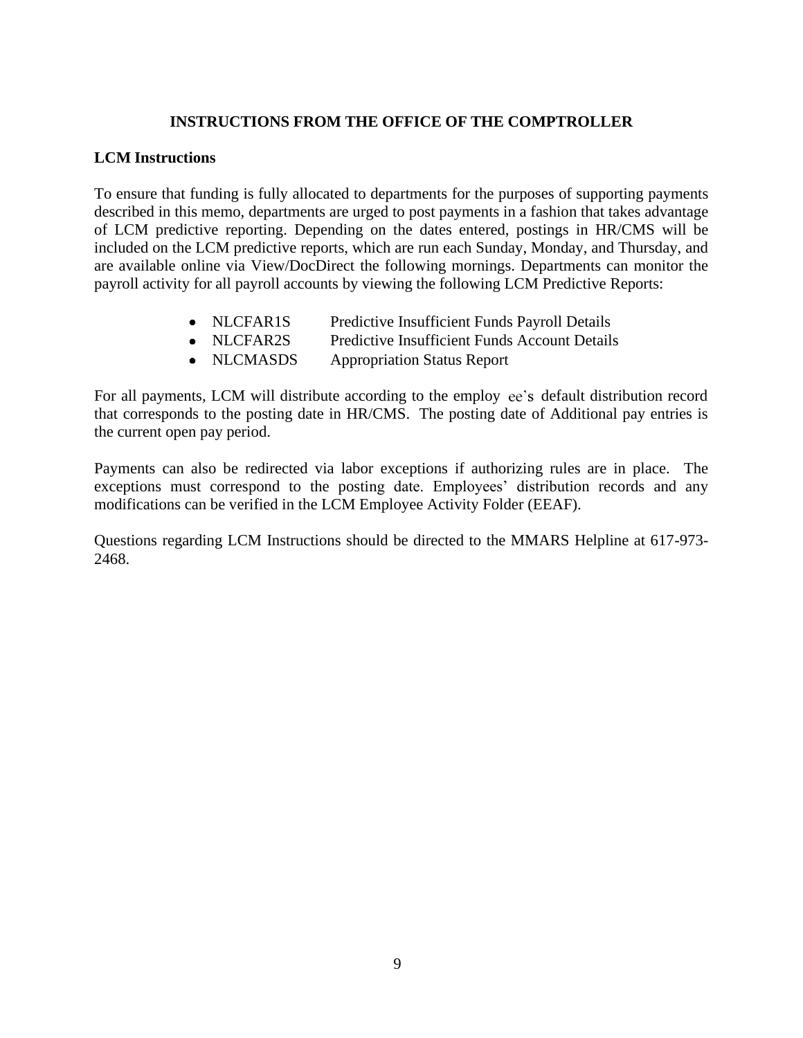**INSTRUCTIONS FROM THE OFFICE OF THE COMPTROLLER**

**LCM Instructions**

To ensure that funding is fully allocated to departments for the purposes of supporting payments described in this memo, departments are urged to post payments in a fashion that takes advantage of LCM predictive reporting. Depending on the dates entered, postings in HR/CMS will be included on the LCM predictive reports, which are run each Sunday, Monday, and Thursday, and are available online via View/DocDirect the following mornings. Departments can monitor the payroll activity for all payroll accounts by viewing the following LCM Predictive Reports:

- NLCFAR1S  Predictive Insufficient Funds Payroll Details
- NLCFAR2S  Predictive Insufficient Funds Account Details
- NLCMASDS  Appropriation Status Report

For all payments, LCM will distribute according to the employee's default distribution record that corresponds to the posting date in HR/CMS. The posting date of Additional pay entries is the current open pay period.

Payments can also be redirected via labor exceptions if authorizing rules are in place. The exceptions must correspond to the posting date. Employees' distribution records and any modifications can be verified in the LCM Employee Activity Folder (EEAF).

Questions regarding LCM Instructions should be directed to the MMARS Helpline at 617-973-2468.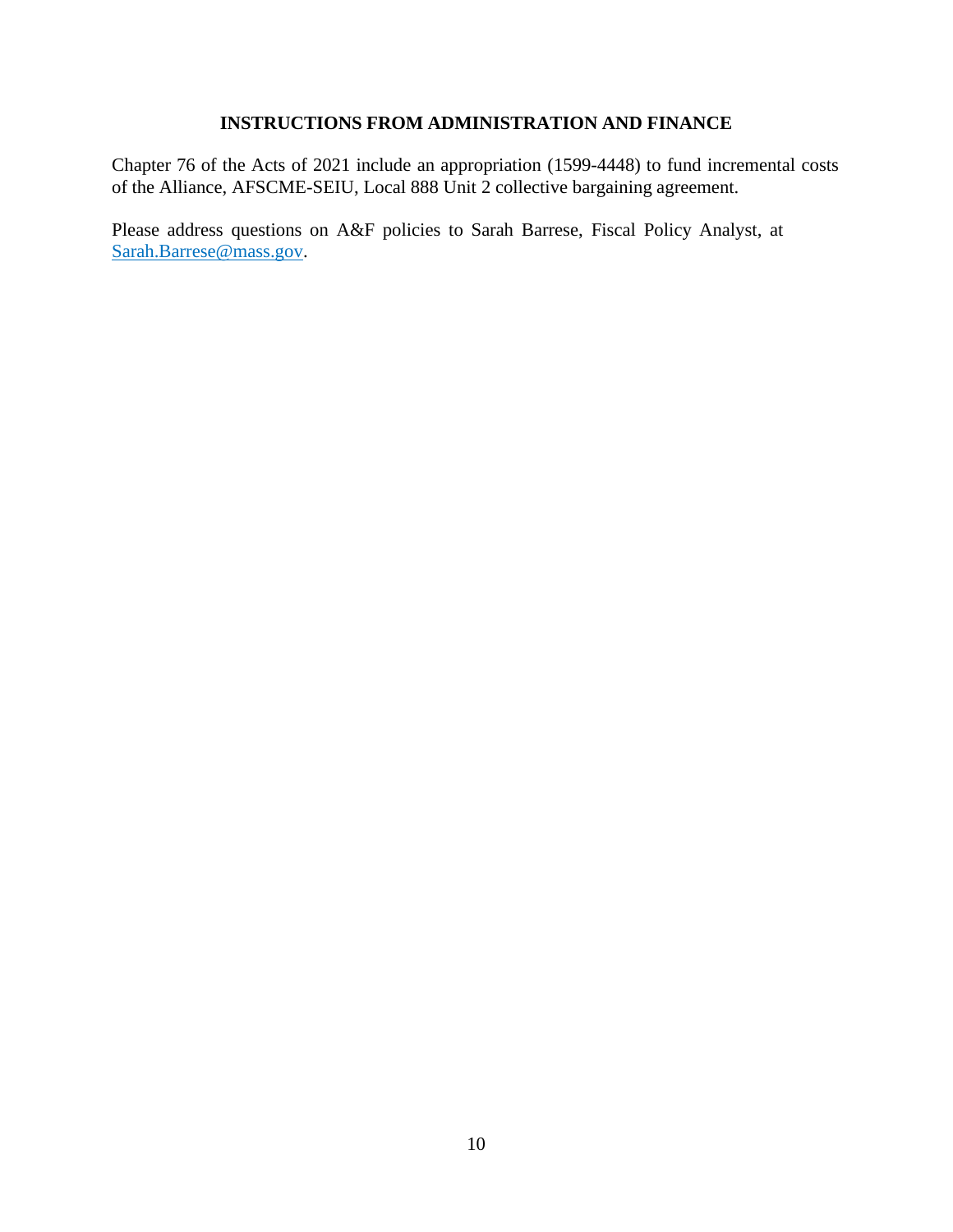## INSTRUCTIONS FROM ADMINISTRATION AND FINANCE

Chapter 76 of the Acts of 2021 include an appropriation (1599-4448) to fund incremental costs of the Alliance, AFSCME-SEIU, Local 888 Unit 2 collective bargaining agreement.

Please address questions on A&F policies to Sarah Barrese, Fiscal Policy Analyst, at [Sarah.Barrese@mass.gov](mailto:Sarah.Barrese@mass.gov).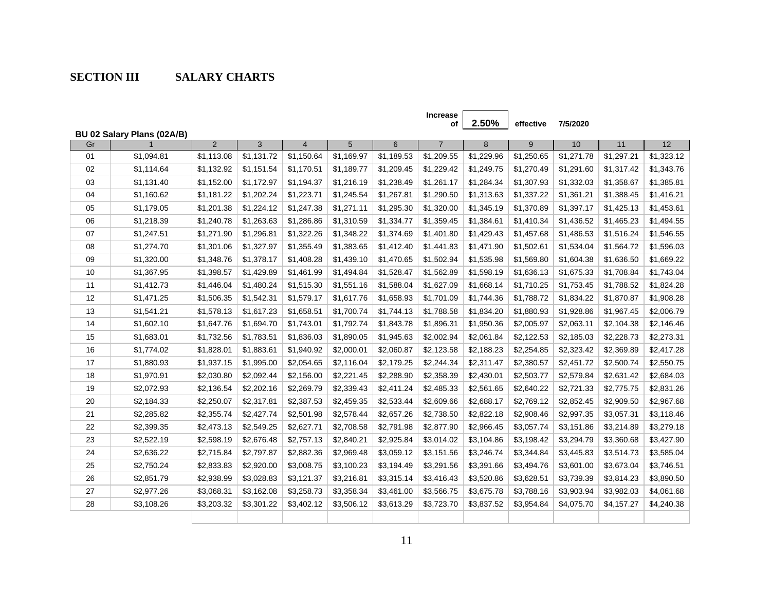## SECTION III SALARY CHARTS

Increase of **2.50%** effective 7/5/2020

**BU 02 Salary Plans (02A/B)**

| Gr | 1 | 2 | 3 | 4 | 5 | 6 | 7 | 8 | 9 | 10 | 11 | 12 |
|---|---|---|---|---|---|---|---|---|---|---|---|---|
| 01 | $1,094.81 | $1,113.08 | $1,131.72 | $1,150.64 | $1,169.97 | $1,189.53 | $1,209.55 | $1,229.96 | $1,250.65 | $1,271.78 | $1,297.21 | $1,323.12 |
| 02 | $1,114.64 | $1,132.92 | $1,151.54 | $1,170.51 | $1,189.77 | $1,209.45 | $1,229.42 | $1,249.75 | $1,270.49 | $1,291.60 | $1,317.42 | $1,343.76 |
| 03 | $1,131.40 | $1,152.00 | $1,172.97 | $1,194.37 | $1,216.19 | $1,238.49 | $1,261.17 | $1,284.34 | $1,307.93 | $1,332.03 | $1,358.67 | $1,385.81 |
| 04 | $1,160.62 | $1,181.22 | $1,202.24 | $1,223.71 | $1,245.54 | $1,267.81 | $1,290.50 | $1,313.63 | $1,337.22 | $1,361.21 | $1,388.45 | $1,416.21 |
| 05 | $1,179.05 | $1,201.38 | $1,224.12 | $1,247.38 | $1,271.11 | $1,295.30 | $1,320.00 | $1,345.19 | $1,370.89 | $1,397.17 | $1,425.13 | $1,453.61 |
| 06 | $1,218.39 | $1,240.78 | $1,263.63 | $1,286.86 | $1,310.59 | $1,334.77 | $1,359.45 | $1,384.61 | $1,410.34 | $1,436.52 | $1,465.23 | $1,494.55 |
| 07 | $1,247.51 | $1,271.90 | $1,296.81 | $1,322.26 | $1,348.22 | $1,374.69 | $1,401.80 | $1,429.43 | $1,457.68 | $1,486.53 | $1,516.24 | $1,546.55 |
| 08 | $1,274.70 | $1,301.06 | $1,327.97 | $1,355.49 | $1,383.65 | $1,412.40 | $1,441.83 | $1,471.90 | $1,502.61 | $1,534.04 | $1,564.72 | $1,596.03 |
| 09 | $1,320.00 | $1,348.76 | $1,378.17 | $1,408.28 | $1,439.10 | $1,470.65 | $1,502.94 | $1,535.98 | $1,569.80 | $1,604.38 | $1,636.50 | $1,669.22 |
| 10 | $1,367.95 | $1,398.57 | $1,429.89 | $1,461.99 | $1,494.84 | $1,528.47 | $1,562.89 | $1,598.19 | $1,636.13 | $1,675.33 | $1,708.84 | $1,743.04 |
| 11 | $1,412.73 | $1,446.04 | $1,480.24 | $1,515.30 | $1,551.16 | $1,588.04 | $1,627.09 | $1,668.14 | $1,710.25 | $1,753.45 | $1,788.52 | $1,824.28 |
| 12 | $1,471.25 | $1,506.35 | $1,542.31 | $1,579.17 | $1,617.76 | $1,658.93 | $1,701.09 | $1,744.36 | $1,788.72 | $1,834.22 | $1,870.87 | $1,908.28 |
| 13 | $1,541.21 | $1,578.13 | $1,617.23 | $1,658.51 | $1,700.74 | $1,744.13 | $1,788.58 | $1,834.20 | $1,880.93 | $1,928.86 | $1,967.45 | $2,006.79 |
| 14 | $1,602.10 | $1,647.76 | $1,694.70 | $1,743.01 | $1,792.74 | $1,843.78 | $1,896.31 | $1,950.36 | $2,005.97 | $2,063.11 | $2,104.38 | $2,146.46 |
| 15 | $1,683.01 | $1,732.56 | $1,783.51 | $1,836.03 | $1,890.05 | $1,945.63 | $2,002.94 | $2,061.84 | $2,122.53 | $2,185.03 | $2,228.73 | $2,273.31 |
| 16 | $1,774.02 | $1,828.01 | $1,883.61 | $1,940.92 | $2,000.01 | $2,060.87 | $2,123.58 | $2,188.23 | $2,254.85 | $2,323.42 | $2,369.89 | $2,417.28 |
| 17 | $1,880.93 | $1,937.15 | $1,995.00 | $2,054.65 | $2,116.04 | $2,179.25 | $2,244.34 | $2,311.47 | $2,380.57 | $2,451.72 | $2,500.74 | $2,550.75 |
| 18 | $1,970.91 | $2,030.80 | $2,092.44 | $2,156.00 | $2,221.45 | $2,288.90 | $2,358.39 | $2,430.01 | $2,503.77 | $2,579.84 | $2,631.42 | $2,684.03 |
| 19 | $2,072.93 | $2,136.54 | $2,202.16 | $2,269.79 | $2,339.43 | $2,411.24 | $2,485.33 | $2,561.65 | $2,640.22 | $2,721.33 | $2,775.75 | $2,831.26 |
| 20 | $2,184.33 | $2,250.07 | $2,317.81 | $2,387.53 | $2,459.35 | $2,533.44 | $2,609.66 | $2,688.17 | $2,769.12 | $2,852.45 | $2,909.50 | $2,967.68 |
| 21 | $2,285.82 | $2,355.74 | $2,427.74 | $2,501.98 | $2,578.44 | $2,657.26 | $2,738.50 | $2,822.18 | $2,908.46 | $2,997.35 | $3,057.31 | $3,118.46 |
| 22 | $2,399.35 | $2,473.13 | $2,549.25 | $2,627.71 | $2,708.58 | $2,791.98 | $2,877.90 | $2,966.45 | $3,057.74 | $3,151.86 | $3,214.89 | $3,279.18 |
| 23 | $2,522.19 | $2,598.19 | $2,676.48 | $2,757.13 | $2,840.21 | $2,925.84 | $3,014.02 | $3,104.86 | $3,198.42 | $3,294.79 | $3,360.68 | $3,427.90 |
| 24 | $2,636.22 | $2,715.84 | $2,797.87 | $2,882.36 | $2,969.48 | $3,059.12 | $3,151.56 | $3,246.74 | $3,344.84 | $3,445.83 | $3,514.73 | $3,585.04 |
| 25 | $2,750.24 | $2,833.83 | $2,920.00 | $3,008.75 | $3,100.23 | $3,194.49 | $3,291.56 | $3,391.66 | $3,494.76 | $3,601.00 | $3,673.04 | $3,746.51 |
| 26 | $2,851.79 | $2,938.99 | $3,028.83 | $3,121.37 | $3,216.81 | $3,315.14 | $3,416.43 | $3,520.86 | $3,628.51 | $3,739.39 | $3,814.23 | $3,890.50 |
| 27 | $2,977.26 | $3,068.31 | $3,162.08 | $3,258.73 | $3,358.34 | $3,461.00 | $3,566.75 | $3,675.78 | $3,788.16 | $3,903.94 | $3,982.03 | $4,061.68 |
| 28 | $3,108.26 | $3,203.32 | $3,301.22 | $3,402.12 | $3,506.12 | $3,613.29 | $3,723.70 | $3,837.52 | $3,954.84 | $4,075.70 | $4,157.27 | $4,240.38 |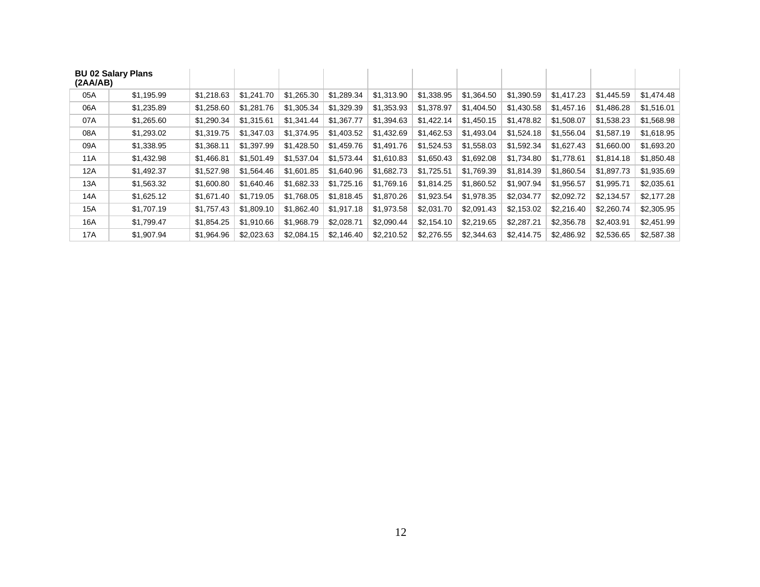| BU 02 Salary Plans (2AA/AB) | | | | | | | | | | | | |
|---|---|---|---|---|---|---|---|---|---|---|---|---|
| 05A | $1,195.99 | $1,218.63 | $1,241.70 | $1,265.30 | $1,289.34 | $1,313.90 | $1,338.95 | $1,364.50 | $1,390.59 | $1,417.23 | $1,445.59 | $1,474.48 |
| 06A | $1,235.89 | $1,258.60 | $1,281.76 | $1,305.34 | $1,329.39 | $1,353.93 | $1,378.97 | $1,404.50 | $1,430.58 | $1,457.16 | $1,486.28 | $1,516.01 |
| 07A | $1,265.60 | $1,290.34 | $1,315.61 | $1,341.44 | $1,367.77 | $1,394.63 | $1,422.14 | $1,450.15 | $1,478.82 | $1,508.07 | $1,538.23 | $1,568.98 |
| 08A | $1,293.02 | $1,319.75 | $1,347.03 | $1,374.95 | $1,403.52 | $1,432.69 | $1,462.53 | $1,493.04 | $1,524.18 | $1,556.04 | $1,587.19 | $1,618.95 |
| 09A | $1,338.95 | $1,368.11 | $1,397.99 | $1,428.50 | $1,459.76 | $1,491.76 | $1,524.53 | $1,558.03 | $1,592.34 | $1,627.43 | $1,660.00 | $1,693.20 |
| 11A | $1,432.98 | $1,466.81 | $1,501.49 | $1,537.04 | $1,573.44 | $1,610.83 | $1,650.43 | $1,692.08 | $1,734.80 | $1,778.61 | $1,814.18 | $1,850.48 |
| 12A | $1,492.37 | $1,527.98 | $1,564.46 | $1,601.85 | $1,640.96 | $1,682.73 | $1,725.51 | $1,769.39 | $1,814.39 | $1,860.54 | $1,897.73 | $1,935.69 |
| 13A | $1,563.32 | $1,600.80 | $1,640.46 | $1,682.33 | $1,725.16 | $1,769.16 | $1,814.25 | $1,860.52 | $1,907.94 | $1,956.57 | $1,995.71 | $2,035.61 |
| 14A | $1,625.12 | $1,671.40 | $1,719.05 | $1,768.05 | $1,818.45 | $1,870.26 | $1,923.54 | $1,978.35 | $2,034.77 | $2,092.72 | $2,134.57 | $2,177.28 |
| 15A | $1,707.19 | $1,757.43 | $1,809.10 | $1,862.40 | $1,917.18 | $1,973.58 | $2,031.70 | $2,091.43 | $2,153.02 | $2,216.40 | $2,260.74 | $2,305.95 |
| 16A | $1,799.47 | $1,854.25 | $1,910.66 | $1,968.79 | $2,028.71 | $2,090.44 | $2,154.10 | $2,219.65 | $2,287.21 | $2,356.78 | $2,403.91 | $2,451.99 |
| 17A | $1,907.94 | $1,964.96 | $2,023.63 | $2,084.15 | $2,146.40 | $2,210.52 | $2,276.55 | $2,344.63 | $2,414.75 | $2,486.92 | $2,536.65 | $2,587.38 |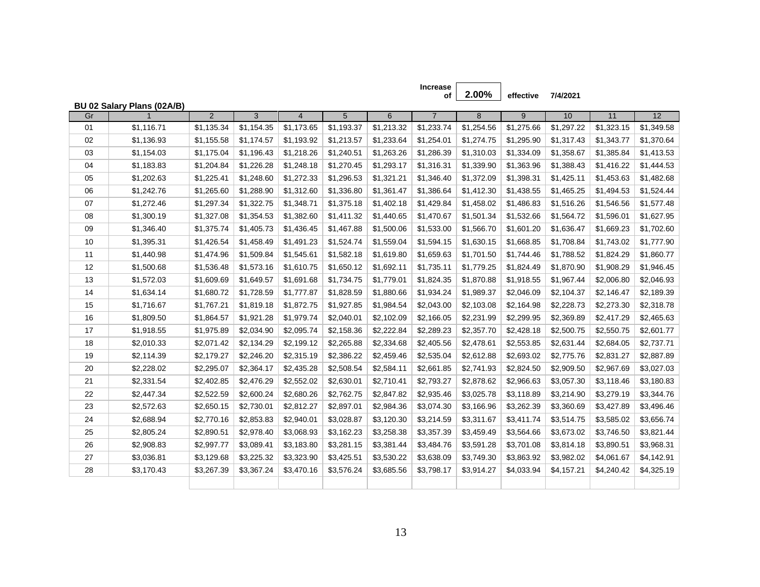Increase of **2.00%** effective **7/4/2021**

**BU 02 Salary Plans (02A/B)**

| Gr | 1 | 2 | 3 | 4 | 5 | 6 | 7 | 8 | 9 | 10 | 11 | 12 |
|---|---|---|---|---|---|---|---|---|---|---|---|---|
| 01 | $1,116.71 | $1,135.34 | $1,154.35 | $1,173.65 | $1,193.37 | $1,213.32 | $1,233.74 | $1,254.56 | $1,275.66 | $1,297.22 | $1,323.15 | $1,349.58 |
| 02 | $1,136.93 | $1,155.58 | $1,174.57 | $1,193.92 | $1,213.57 | $1,233.64 | $1,254.01 | $1,274.75 | $1,295.90 | $1,317.43 | $1,343.77 | $1,370.64 |
| 03 | $1,154.03 | $1,175.04 | $1,196.43 | $1,218.26 | $1,240.51 | $1,263.26 | $1,286.39 | $1,310.03 | $1,334.09 | $1,358.67 | $1,385.84 | $1,413.53 |
| 04 | $1,183.83 | $1,204.84 | $1,226.28 | $1,248.18 | $1,270.45 | $1,293.17 | $1,316.31 | $1,339.90 | $1,363.96 | $1,388.43 | $1,416.22 | $1,444.53 |
| 05 | $1,202.63 | $1,225.41 | $1,248.60 | $1,272.33 | $1,296.53 | $1,321.21 | $1,346.40 | $1,372.09 | $1,398.31 | $1,425.11 | $1,453.63 | $1,482.68 |
| 06 | $1,242.76 | $1,265.60 | $1,288.90 | $1,312.60 | $1,336.80 | $1,361.47 | $1,386.64 | $1,412.30 | $1,438.55 | $1,465.25 | $1,494.53 | $1,524.44 |
| 07 | $1,272.46 | $1,297.34 | $1,322.75 | $1,348.71 | $1,375.18 | $1,402.18 | $1,429.84 | $1,458.02 | $1,486.83 | $1,516.26 | $1,546.56 | $1,577.48 |
| 08 | $1,300.19 | $1,327.08 | $1,354.53 | $1,382.60 | $1,411.32 | $1,440.65 | $1,470.67 | $1,501.34 | $1,532.66 | $1,564.72 | $1,596.01 | $1,627.95 |
| 09 | $1,346.40 | $1,375.74 | $1,405.73 | $1,436.45 | $1,467.88 | $1,500.06 | $1,533.00 | $1,566.70 | $1,601.20 | $1,636.47 | $1,669.23 | $1,702.60 |
| 10 | $1,395.31 | $1,426.54 | $1,458.49 | $1,491.23 | $1,524.74 | $1,559.04 | $1,594.15 | $1,630.15 | $1,668.85 | $1,708.84 | $1,743.02 | $1,777.90 |
| 11 | $1,440.98 | $1,474.96 | $1,509.84 | $1,545.61 | $1,582.18 | $1,619.80 | $1,659.63 | $1,701.50 | $1,744.46 | $1,788.52 | $1,824.29 | $1,860.77 |
| 12 | $1,500.68 | $1,536.48 | $1,573.16 | $1,610.75 | $1,650.12 | $1,692.11 | $1,735.11 | $1,779.25 | $1,824.49 | $1,870.90 | $1,908.29 | $1,946.45 |
| 13 | $1,572.03 | $1,609.69 | $1,649.57 | $1,691.68 | $1,734.75 | $1,779.01 | $1,824.35 | $1,870.88 | $1,918.55 | $1,967.44 | $2,006.80 | $2,046.93 |
| 14 | $1,634.14 | $1,680.72 | $1,728.59 | $1,777.87 | $1,828.59 | $1,880.66 | $1,934.24 | $1,989.37 | $2,046.09 | $2,104.37 | $2,146.47 | $2,189.39 |
| 15 | $1,716.67 | $1,767.21 | $1,819.18 | $1,872.75 | $1,927.85 | $1,984.54 | $2,043.00 | $2,103.08 | $2,164.98 | $2,228.73 | $2,273.30 | $2,318.78 |
| 16 | $1,809.50 | $1,864.57 | $1,921.28 | $1,979.74 | $2,040.01 | $2,102.09 | $2,166.05 | $2,231.99 | $2,299.95 | $2,369.89 | $2,417.29 | $2,465.63 |
| 17 | $1,918.55 | $1,975.89 | $2,034.90 | $2,095.74 | $2,158.36 | $2,222.84 | $2,289.23 | $2,357.70 | $2,428.18 | $2,500.75 | $2,550.75 | $2,601.77 |
| 18 | $2,010.33 | $2,071.42 | $2,134.29 | $2,199.12 | $2,265.88 | $2,334.68 | $2,405.56 | $2,478.61 | $2,553.85 | $2,631.44 | $2,684.05 | $2,737.71 |
| 19 | $2,114.39 | $2,179.27 | $2,246.20 | $2,315.19 | $2,386.22 | $2,459.46 | $2,535.04 | $2,612.88 | $2,693.02 | $2,775.76 | $2,831.27 | $2,887.89 |
| 20 | $2,228.02 | $2,295.07 | $2,364.17 | $2,435.28 | $2,508.54 | $2,584.11 | $2,661.85 | $2,741.93 | $2,824.50 | $2,909.50 | $2,967.69 | $3,027.03 |
| 21 | $2,331.54 | $2,402.85 | $2,476.29 | $2,552.02 | $2,630.01 | $2,710.41 | $2,793.27 | $2,878.62 | $2,966.63 | $3,057.30 | $3,118.46 | $3,180.83 |
| 22 | $2,447.34 | $2,522.59 | $2,600.24 | $2,680.26 | $2,762.75 | $2,847.82 | $2,935.46 | $3,025.78 | $3,118.89 | $3,214.90 | $3,279.19 | $3,344.76 |
| 23 | $2,572.63 | $2,650.15 | $2,730.01 | $2,812.27 | $2,897.01 | $2,984.36 | $3,074.30 | $3,166.96 | $3,262.39 | $3,360.69 | $3,427.89 | $3,496.46 |
| 24 | $2,688.94 | $2,770.16 | $2,853.83 | $2,940.01 | $3,028.87 | $3,120.30 | $3,214.59 | $3,311.67 | $3,411.74 | $3,514.75 | $3,585.02 | $3,656.74 |
| 25 | $2,805.24 | $2,890.51 | $2,978.40 | $3,068.93 | $3,162.23 | $3,258.38 | $3,357.39 | $3,459.49 | $3,564.66 | $3,673.02 | $3,746.50 | $3,821.44 |
| 26 | $2,908.83 | $2,997.77 | $3,089.41 | $3,183.80 | $3,281.15 | $3,381.44 | $3,484.76 | $3,591.28 | $3,701.08 | $3,814.18 | $3,890.51 | $3,968.31 |
| 27 | $3,036.81 | $3,129.68 | $3,225.32 | $3,323.90 | $3,425.51 | $3,530.22 | $3,638.09 | $3,749.30 | $3,863.92 | $3,982.02 | $4,061.67 | $4,142.91 |
| 28 | $3,170.43 | $3,267.39 | $3,367.24 | $3,470.16 | $3,576.24 | $3,685.56 | $3,798.17 | $3,914.27 | $4,033.94 | $4,157.21 | $4,240.42 | $4,325.19 |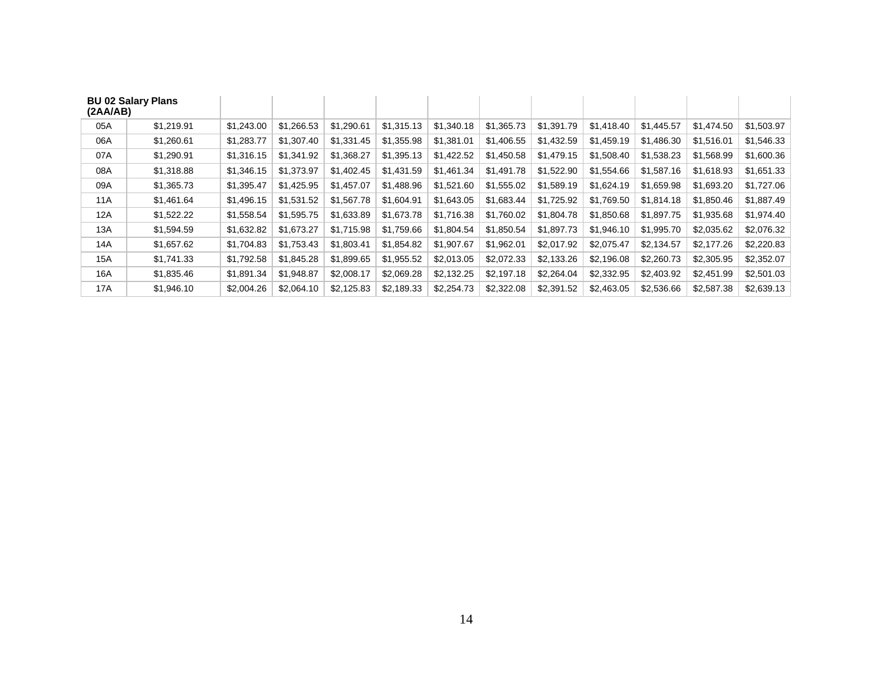| BU 02 Salary Plans (2AA/AB) | | | | | | | | | | | | |
|---|---|---|---|---|---|---|---|---|---|---|---|---|
| 05A | $1,219.91 | $1,243.00 | $1,266.53 | $1,290.61 | $1,315.13 | $1,340.18 | $1,365.73 | $1,391.79 | $1,418.40 | $1,445.57 | $1,474.50 | $1,503.97 |
| 06A | $1,260.61 | $1,283.77 | $1,307.40 | $1,331.45 | $1,355.98 | $1,381.01 | $1,406.55 | $1,432.59 | $1,459.19 | $1,486.30 | $1,516.01 | $1,546.33 |
| 07A | $1,290.91 | $1,316.15 | $1,341.92 | $1,368.27 | $1,395.13 | $1,422.52 | $1,450.58 | $1,479.15 | $1,508.40 | $1,538.23 | $1,568.99 | $1,600.36 |
| 08A | $1,318.88 | $1,346.15 | $1,373.97 | $1,402.45 | $1,431.59 | $1,461.34 | $1,491.78 | $1,522.90 | $1,554.66 | $1,587.16 | $1,618.93 | $1,651.33 |
| 09A | $1,365.73 | $1,395.47 | $1,425.95 | $1,457.07 | $1,488.96 | $1,521.60 | $1,555.02 | $1,589.19 | $1,624.19 | $1,659.98 | $1,693.20 | $1,727.06 |
| 11A | $1,461.64 | $1,496.15 | $1,531.52 | $1,567.78 | $1,604.91 | $1,643.05 | $1,683.44 | $1,725.92 | $1,769.50 | $1,814.18 | $1,850.46 | $1,887.49 |
| 12A | $1,522.22 | $1,558.54 | $1,595.75 | $1,633.89 | $1,673.78 | $1,716.38 | $1,760.02 | $1,804.78 | $1,850.68 | $1,897.75 | $1,935.68 | $1,974.40 |
| 13A | $1,594.59 | $1,632.82 | $1,673.27 | $1,715.98 | $1,759.66 | $1,804.54 | $1,850.54 | $1,897.73 | $1,946.10 | $1,995.70 | $2,035.62 | $2,076.32 |
| 14A | $1,657.62 | $1,704.83 | $1,753.43 | $1,803.41 | $1,854.82 | $1,907.67 | $1,962.01 | $2,017.92 | $2,075.47 | $2,134.57 | $2,177.26 | $2,220.83 |
| 15A | $1,741.33 | $1,792.58 | $1,845.28 | $1,899.65 | $1,955.52 | $2,013.05 | $2,072.33 | $2,133.26 | $2,196.08 | $2,260.73 | $2,305.95 | $2,352.07 |
| 16A | $1,835.46 | $1,891.34 | $1,948.87 | $2,008.17 | $2,069.28 | $2,132.25 | $2,197.18 | $2,264.04 | $2,332.95 | $2,403.92 | $2,451.99 | $2,501.03 |
| 17A | $1,946.10 | $2,004.26 | $2,064.10 | $2,125.83 | $2,189.33 | $2,254.73 | $2,322.08 | $2,391.52 | $2,463.05 | $2,536.66 | $2,587.38 | $2,639.13 |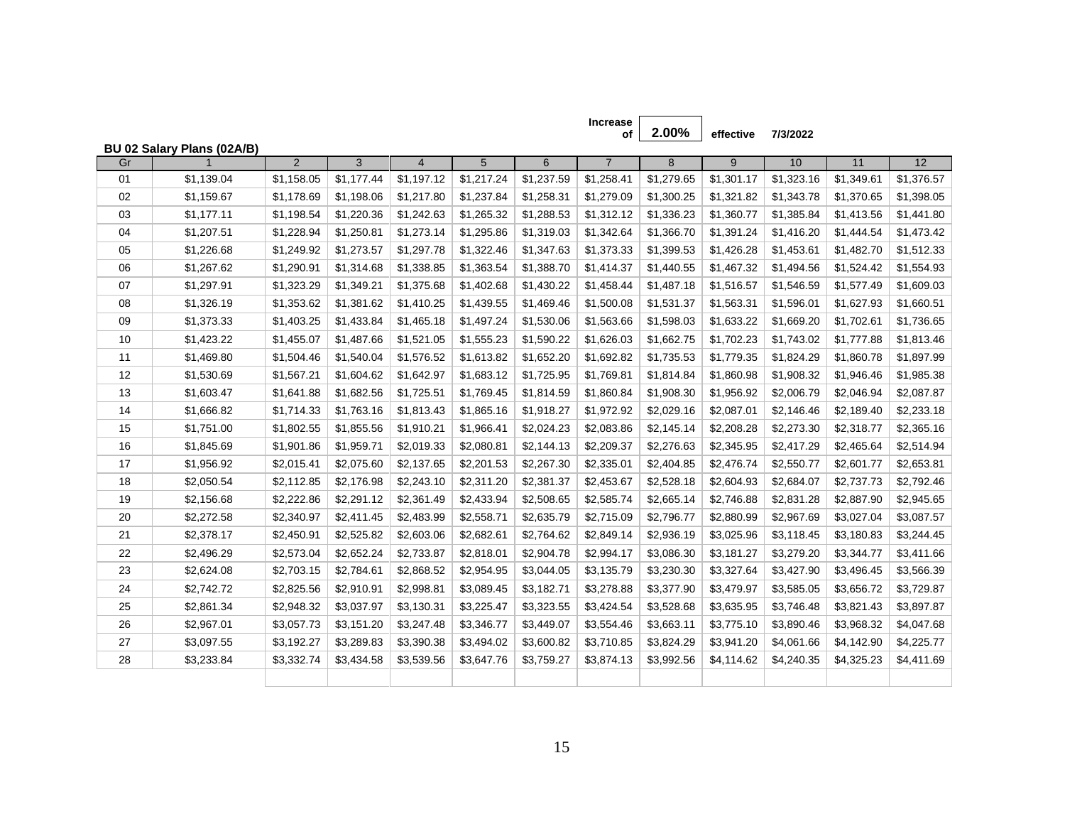Increase of **2.00%** effective 7/3/2022

**BU 02 Salary Plans (02A/B)**

| Gr | 1 | 2 | 3 | 4 | 5 | 6 | 7 | 8 | 9 | 10 | 11 | 12 |
|---|---|---|---|---|---|---|---|---|---|---|---|---|
| 01 | $1,139.04 | $1,158.05 | $1,177.44 | $1,197.12 | $1,217.24 | $1,237.59 | $1,258.41 | $1,279.65 | $1,301.17 | $1,323.16 | $1,349.61 | $1,376.57 |
| 02 | $1,159.67 | $1,178.69 | $1,198.06 | $1,217.80 | $1,237.84 | $1,258.31 | $1,279.09 | $1,300.25 | $1,321.82 | $1,343.78 | $1,370.65 | $1,398.05 |
| 03 | $1,177.11 | $1,198.54 | $1,220.36 | $1,242.63 | $1,265.32 | $1,288.53 | $1,312.12 | $1,336.23 | $1,360.77 | $1,385.84 | $1,413.56 | $1,441.80 |
| 04 | $1,207.51 | $1,228.94 | $1,250.81 | $1,273.14 | $1,295.86 | $1,319.03 | $1,342.64 | $1,366.70 | $1,391.24 | $1,416.20 | $1,444.54 | $1,473.42 |
| 05 | $1,226.68 | $1,249.92 | $1,273.57 | $1,297.78 | $1,322.46 | $1,347.63 | $1,373.33 | $1,399.53 | $1,426.28 | $1,453.61 | $1,482.70 | $1,512.33 |
| 06 | $1,267.62 | $1,290.91 | $1,314.68 | $1,338.85 | $1,363.54 | $1,388.70 | $1,414.37 | $1,440.55 | $1,467.32 | $1,494.56 | $1,524.42 | $1,554.93 |
| 07 | $1,297.91 | $1,323.29 | $1,349.21 | $1,375.68 | $1,402.68 | $1,430.22 | $1,458.44 | $1,487.18 | $1,516.57 | $1,546.59 | $1,577.49 | $1,609.03 |
| 08 | $1,326.19 | $1,353.62 | $1,381.62 | $1,410.25 | $1,439.55 | $1,469.46 | $1,500.08 | $1,531.37 | $1,563.31 | $1,596.01 | $1,627.93 | $1,660.51 |
| 09 | $1,373.33 | $1,403.25 | $1,433.84 | $1,465.18 | $1,497.24 | $1,530.06 | $1,563.66 | $1,598.03 | $1,633.22 | $1,669.20 | $1,702.61 | $1,736.65 |
| 10 | $1,423.22 | $1,455.07 | $1,487.66 | $1,521.05 | $1,555.23 | $1,590.22 | $1,626.03 | $1,662.75 | $1,702.23 | $1,743.02 | $1,777.88 | $1,813.46 |
| 11 | $1,469.80 | $1,504.46 | $1,540.04 | $1,576.52 | $1,613.82 | $1,652.20 | $1,692.82 | $1,735.53 | $1,779.35 | $1,824.29 | $1,860.78 | $1,897.99 |
| 12 | $1,530.69 | $1,567.21 | $1,604.62 | $1,642.97 | $1,683.12 | $1,725.95 | $1,769.81 | $1,814.84 | $1,860.98 | $1,908.32 | $1,946.46 | $1,985.38 |
| 13 | $1,603.47 | $1,641.88 | $1,682.56 | $1,725.51 | $1,769.45 | $1,814.59 | $1,860.84 | $1,908.30 | $1,956.92 | $2,006.79 | $2,046.94 | $2,087.87 |
| 14 | $1,666.82 | $1,714.33 | $1,763.16 | $1,813.43 | $1,865.16 | $1,918.27 | $1,972.92 | $2,029.16 | $2,087.01 | $2,146.46 | $2,189.40 | $2,233.18 |
| 15 | $1,751.00 | $1,802.55 | $1,855.56 | $1,910.21 | $1,966.41 | $2,024.23 | $2,083.86 | $2,145.14 | $2,208.28 | $2,273.30 | $2,318.77 | $2,365.16 |
| 16 | $1,845.69 | $1,901.86 | $1,959.71 | $2,019.33 | $2,080.81 | $2,144.13 | $2,209.37 | $2,276.63 | $2,345.95 | $2,417.29 | $2,465.64 | $2,514.94 |
| 17 | $1,956.92 | $2,015.41 | $2,075.60 | $2,137.65 | $2,201.53 | $2,267.30 | $2,335.01 | $2,404.85 | $2,476.74 | $2,550.77 | $2,601.77 | $2,653.81 |
| 18 | $2,050.54 | $2,112.85 | $2,176.98 | $2,243.10 | $2,311.20 | $2,381.37 | $2,453.67 | $2,528.18 | $2,604.93 | $2,684.07 | $2,737.73 | $2,792.46 |
| 19 | $2,156.68 | $2,222.86 | $2,291.12 | $2,361.49 | $2,433.94 | $2,508.65 | $2,585.74 | $2,665.14 | $2,746.88 | $2,831.28 | $2,887.90 | $2,945.65 |
| 20 | $2,272.58 | $2,340.97 | $2,411.45 | $2,483.99 | $2,558.71 | $2,635.79 | $2,715.09 | $2,796.77 | $2,880.99 | $2,967.69 | $3,027.04 | $3,087.57 |
| 21 | $2,378.17 | $2,450.91 | $2,525.82 | $2,603.06 | $2,682.61 | $2,764.62 | $2,849.14 | $2,936.19 | $3,025.96 | $3,118.45 | $3,180.83 | $3,244.45 |
| 22 | $2,496.29 | $2,573.04 | $2,652.24 | $2,733.87 | $2,818.01 | $2,904.78 | $2,994.17 | $3,086.30 | $3,181.27 | $3,279.20 | $3,344.77 | $3,411.66 |
| 23 | $2,624.08 | $2,703.15 | $2,784.61 | $2,868.52 | $2,954.95 | $3,044.05 | $3,135.79 | $3,230.30 | $3,327.64 | $3,427.90 | $3,496.45 | $3,566.39 |
| 24 | $2,742.72 | $2,825.56 | $2,910.91 | $2,998.81 | $3,089.45 | $3,182.71 | $3,278.88 | $3,377.90 | $3,479.97 | $3,585.05 | $3,656.72 | $3,729.87 |
| 25 | $2,861.34 | $2,948.32 | $3,037.97 | $3,130.31 | $3,225.47 | $3,323.55 | $3,424.54 | $3,528.68 | $3,635.95 | $3,746.48 | $3,821.43 | $3,897.87 |
| 26 | $2,967.01 | $3,057.73 | $3,151.20 | $3,247.48 | $3,346.77 | $3,449.07 | $3,554.46 | $3,663.11 | $3,775.10 | $3,890.46 | $3,968.32 | $4,047.68 |
| 27 | $3,097.55 | $3,192.27 | $3,289.83 | $3,390.38 | $3,494.02 | $3,600.82 | $3,710.85 | $3,824.29 | $3,941.20 | $4,061.66 | $4,142.90 | $4,225.77 |
| 28 | $3,233.84 | $3,332.74 | $3,434.58 | $3,539.56 | $3,647.76 | $3,759.27 | $3,874.13 | $3,992.56 | $4,114.62 | $4,240.35 | $4,325.23 | $4,411.69 |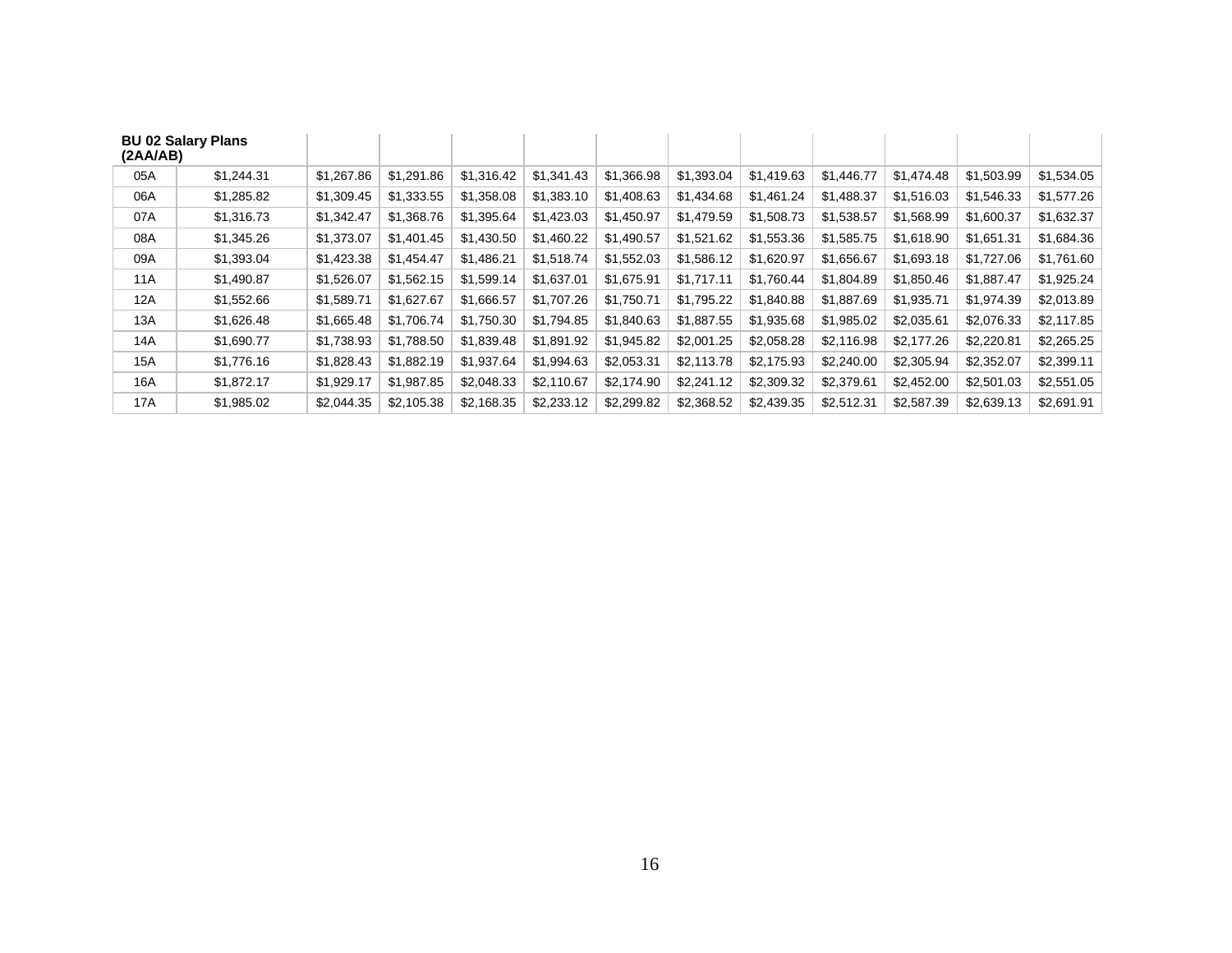| BU 02 Salary Plans (2AA/AB) | | | | | | | | | | | | | |
|---|---|---|---|---|---|---|---|---|---|---|---|---|---|
| 05A | $1,244.31 | $1,267.86 | $1,291.86 | $1,316.42 | $1,341.43 | $1,366.98 | $1,393.04 | $1,419.63 | $1,446.77 | $1,474.48 | $1,503.99 | $1,534.05 |
| 06A | $1,285.82 | $1,309.45 | $1,333.55 | $1,358.08 | $1,383.10 | $1,408.63 | $1,434.68 | $1,461.24 | $1,488.37 | $1,516.03 | $1,546.33 | $1,577.26 |
| 07A | $1,316.73 | $1,342.47 | $1,368.76 | $1,395.64 | $1,423.03 | $1,450.97 | $1,479.59 | $1,508.73 | $1,538.57 | $1,568.99 | $1,600.37 | $1,632.37 |
| 08A | $1,345.26 | $1,373.07 | $1,401.45 | $1,430.50 | $1,460.22 | $1,490.57 | $1,521.62 | $1,553.36 | $1,585.75 | $1,618.90 | $1,651.31 | $1,684.36 |
| 09A | $1,393.04 | $1,423.38 | $1,454.47 | $1,486.21 | $1,518.74 | $1,552.03 | $1,586.12 | $1,620.97 | $1,656.67 | $1,693.18 | $1,727.06 | $1,761.60 |
| 11A | $1,490.87 | $1,526.07 | $1,562.15 | $1,599.14 | $1,637.01 | $1,675.91 | $1,717.11 | $1,760.44 | $1,804.89 | $1,850.46 | $1,887.47 | $1,925.24 |
| 12A | $1,552.66 | $1,589.71 | $1,627.67 | $1,666.57 | $1,707.26 | $1,750.71 | $1,795.22 | $1,840.88 | $1,887.69 | $1,935.71 | $1,974.39 | $2,013.89 |
| 13A | $1,626.48 | $1,665.48 | $1,706.74 | $1,750.30 | $1,794.85 | $1,840.63 | $1,887.55 | $1,935.68 | $1,985.02 | $2,035.61 | $2,076.33 | $2,117.85 |
| 14A | $1,690.77 | $1,738.93 | $1,788.50 | $1,839.48 | $1,891.92 | $1,945.82 | $2,001.25 | $2,058.28 | $2,116.98 | $2,177.26 | $2,220.81 | $2,265.25 |
| 15A | $1,776.16 | $1,828.43 | $1,882.19 | $1,937.64 | $1,994.63 | $2,053.31 | $2,113.78 | $2,175.93 | $2,240.00 | $2,305.94 | $2,352.07 | $2,399.11 |
| 16A | $1,872.17 | $1,929.17 | $1,987.85 | $2,048.33 | $2,110.67 | $2,174.90 | $2,241.12 | $2,309.32 | $2,379.61 | $2,452.00 | $2,501.03 | $2,551.05 |
| 17A | $1,985.02 | $2,044.35 | $2,105.38 | $2,168.35 | $2,233.12 | $2,299.82 | $2,368.52 | $2,439.35 | $2,512.31 | $2,587.39 | $2,639.13 | $2,691.91 |